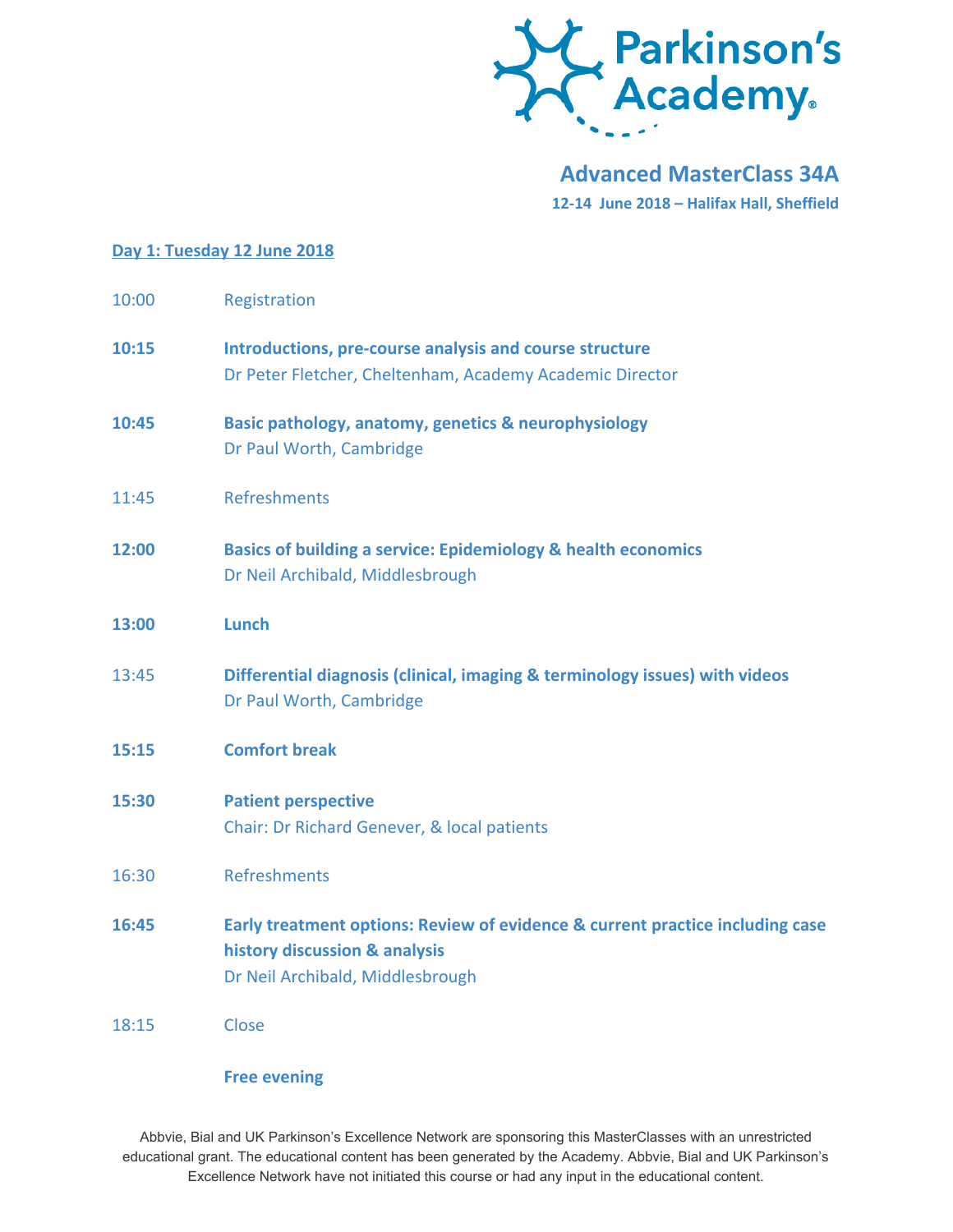# Parkinson's Academy

## Advanced MasterClass 34A

**12-14 June 2018 – Halifax Hall, Sheffield**

### Day 1: Tuesday 12 June 2018

| | |
|---|---|
| 10:00 | Registration |
| **10:15** | **Introductions, pre-course analysis and course structure**<br>Dr Peter Fletcher, Cheltenham, Academy Academic Director |
| **10:45** | **Basic pathology, anatomy, genetics & neurophysiology**<br>Dr Paul Worth, Cambridge |
| 11:45 | Refreshments |
| **12:00** | **Basics of building a service: Epidemiology & health economics**<br>Dr Neil Archibald, Middlesbrough |
| **13:00** | **Lunch** |
| 13:45 | **Differential diagnosis (clinical, imaging & terminology issues) with videos**<br>Dr Paul Worth, Cambridge |
| **15:15** | **Comfort break** |
| **15:30** | **Patient perspective**<br>Chair: Dr Richard Genever, & local patients |
| 16:30 | Refreshments |
| **16:45** | **Early treatment options: Review of evidence & current practice including case history discussion & analysis**<br>Dr Neil Archibald, Middlesbrough |
| 18:15 | Close |
| | **Free evening** |

Abbvie, Bial and UK Parkinson's Excellence Network are sponsoring this MasterClasses with an unrestricted educational grant. The educational content has been generated by the Academy. Abbvie, Bial and UK Parkinson's Excellence Network have not initiated this course or had any input in the educational content.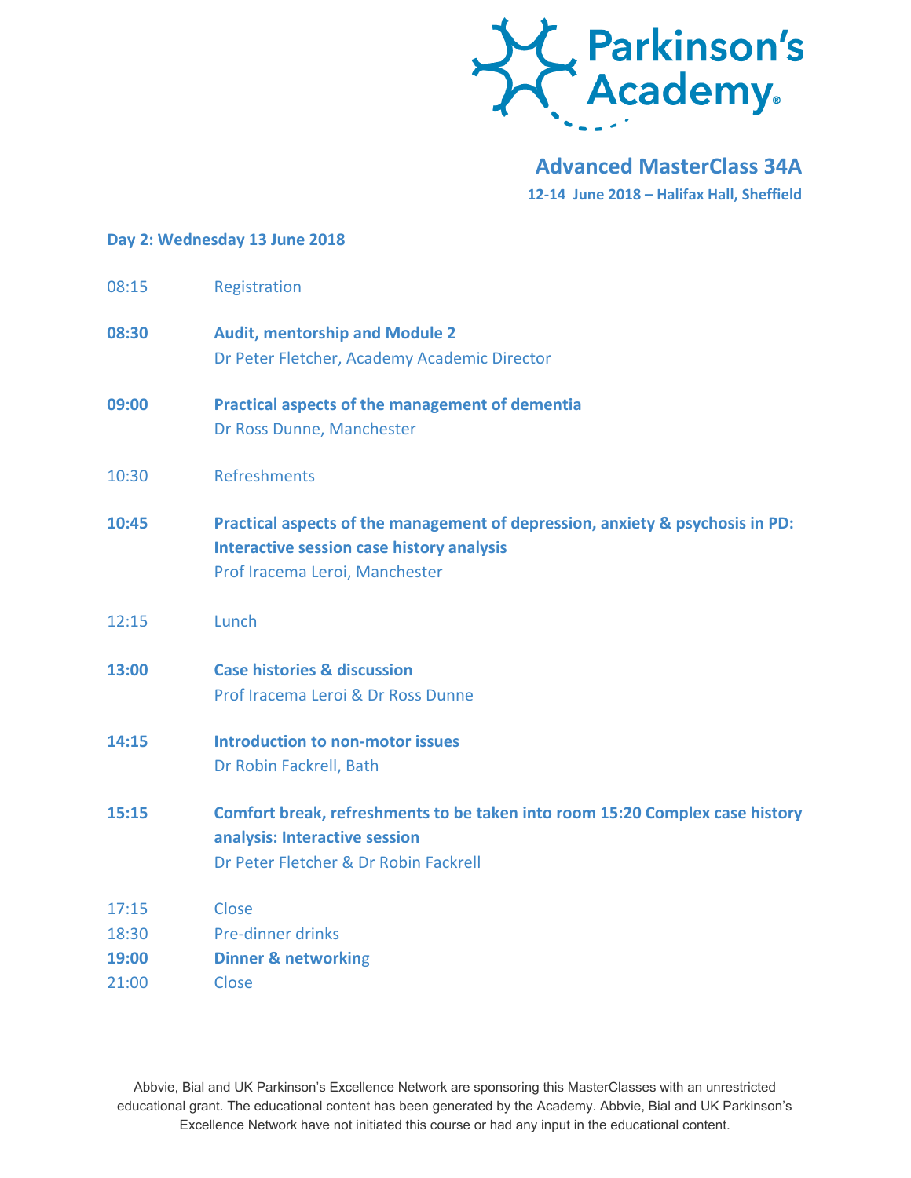Parkinson's Academy

## Advanced MasterClass 34A

**12-14 June 2018 – Halifax Hall, Sheffield**

### Day 2: Wednesday 13 June 2018

08:15 Registration

**08:30** **Audit, mentorship and Module 2**
Dr Peter Fletcher, Academy Academic Director

**09:00** **Practical aspects of the management of dementia**
Dr Ross Dunne, Manchester

10:30 Refreshments

**10:45** **Practical aspects of the management of depression, anxiety & psychosis in PD: Interactive session case history analysis**
Prof Iracema Leroi, Manchester

12:15 Lunch

**13:00** **Case histories & discussion**
Prof Iracema Leroi & Dr Ross Dunne

**14:15** **Introduction to non-motor issues**
Dr Robin Fackrell, Bath

**15:15** **Comfort break, refreshments to be taken into room 15:20 Complex case history analysis: Interactive session**
Dr Peter Fletcher & Dr Robin Fackrell

17:15 Close
18:30 Pre-dinner drinks
**19:00** **Dinner & networking**
21:00 Close

Abbvie, Bial and UK Parkinson's Excellence Network are sponsoring this MasterClasses with an unrestricted educational grant. The educational content has been generated by the Academy. Abbvie, Bial and UK Parkinson's Excellence Network have not initiated this course or had any input in the educational content.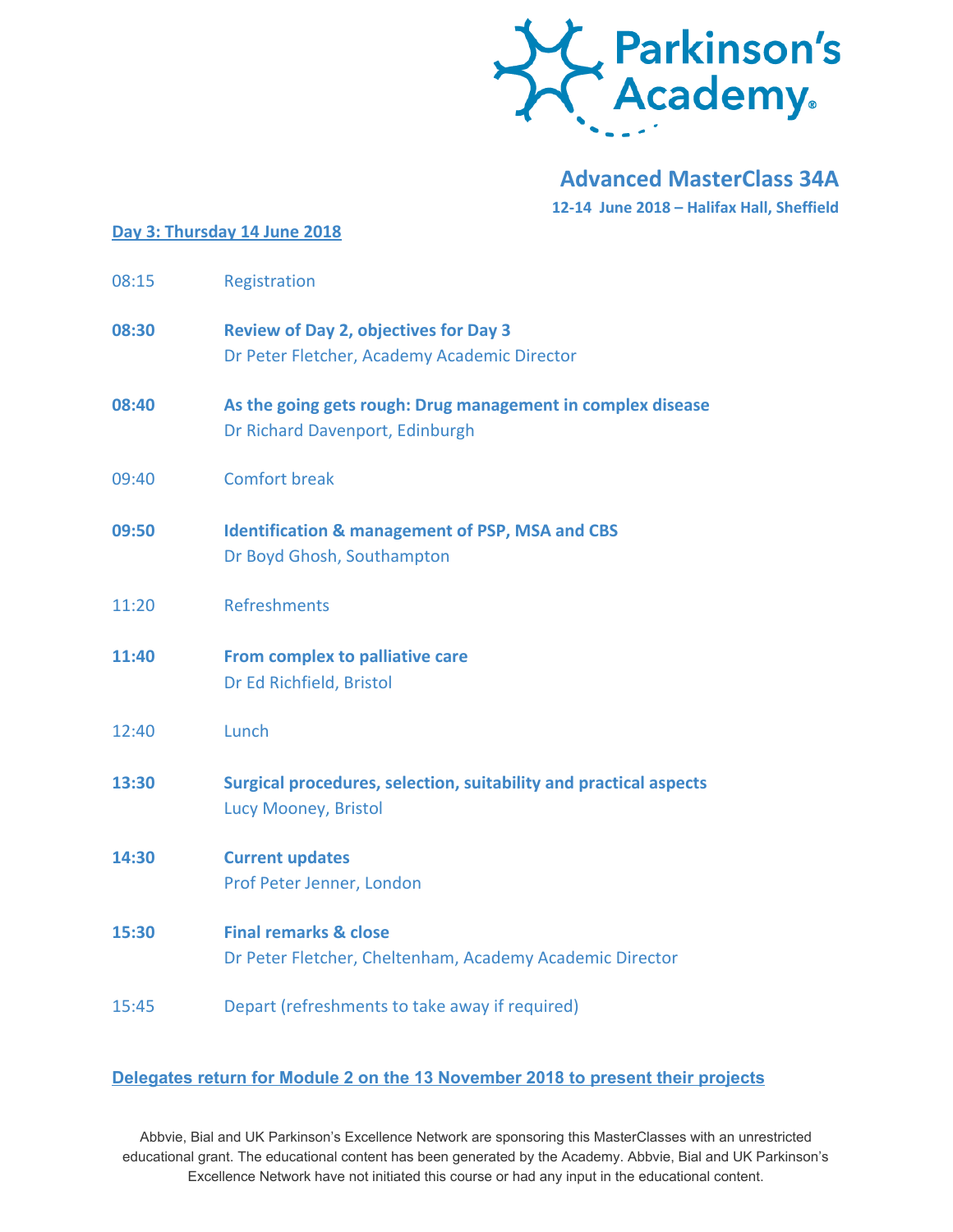Parkinson's Academy

## Advanced MasterClass 34A

**12-14 June 2018 – Halifax Hall, Sheffield**

### Day 3: Thursday 14 June 2018

08:15 Registration

**08:30** **Review of Day 2, objectives for Day 3**
Dr Peter Fletcher, Academy Academic Director

**08:40** **As the going gets rough: Drug management in complex disease**
Dr Richard Davenport, Edinburgh

09:40 Comfort break

**09:50** **Identification & management of PSP, MSA and CBS**
Dr Boyd Ghosh, Southampton

11:20 Refreshments

**11:40** **From complex to palliative care**
Dr Ed Richfield, Bristol

12:40 Lunch

**13:30** **Surgical procedures, selection, suitability and practical aspects**
Lucy Mooney, Bristol

**14:30** **Current updates**
Prof Peter Jenner, London

**15:30** **Final remarks & close**
Dr Peter Fletcher, Cheltenham, Academy Academic Director

15:45 Depart (refreshments to take away if required)

**Delegates return for Module 2 on the 13 November 2018 to present their projects**

Abbvie, Bial and UK Parkinson's Excellence Network are sponsoring this MasterClasses with an unrestricted educational grant. The educational content has been generated by the Academy. Abbvie, Bial and UK Parkinson's Excellence Network have not initiated this course or had any input in the educational content.